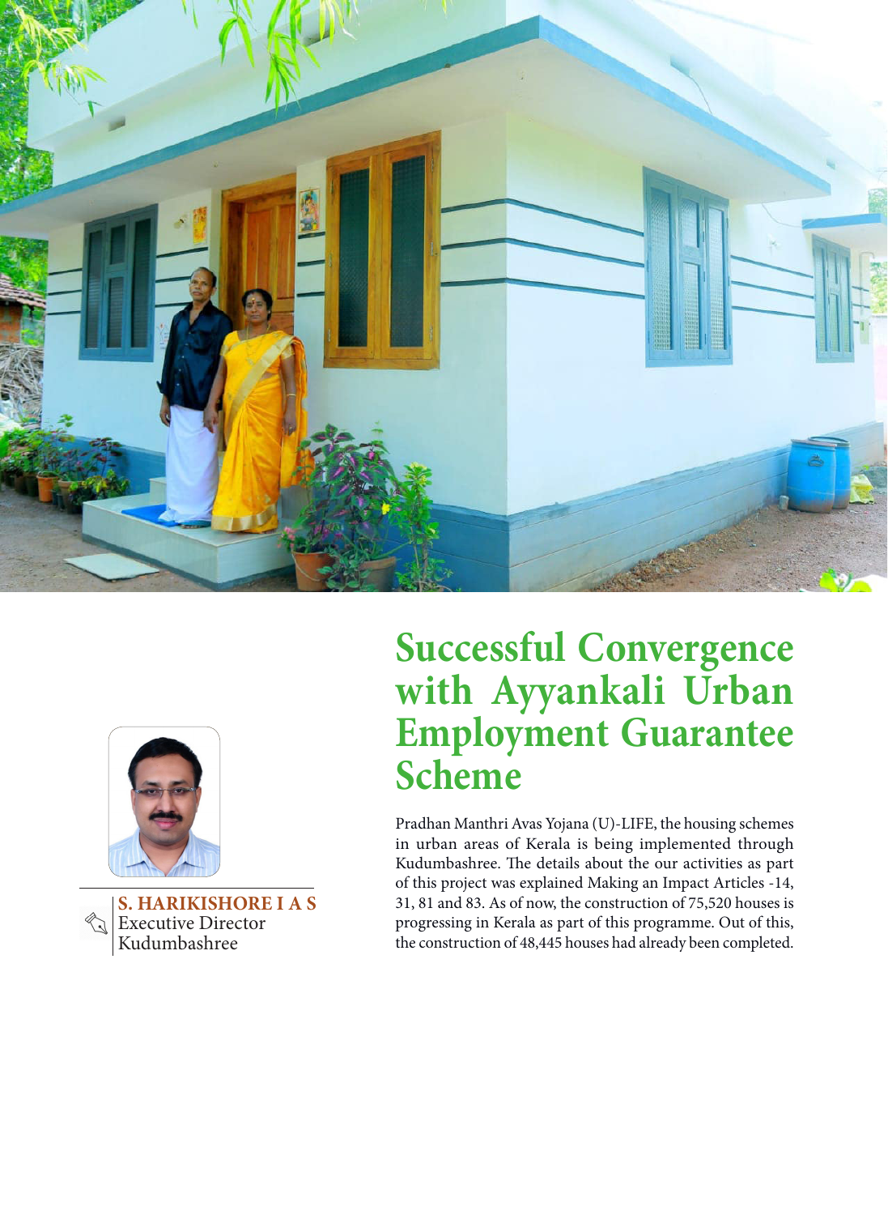# Successful Convergence with Ayyankali Urban Employment Guarantee Scheme

**S. HARIKISHORE I A S**
Executive Director
Kudumbashree

Pradhan Manthri Avas Yojana (U)-LIFE, the housing schemes in urban areas of Kerala is being implemented through Kudumbashree. The details about the our activities as part of this project was explained Making an Impact Articles -14, 31, 81 and 83. As of now, the construction of 75,520 houses is progressing in Kerala as part of this programme. Out of this, the construction of 48,445 houses had already been completed.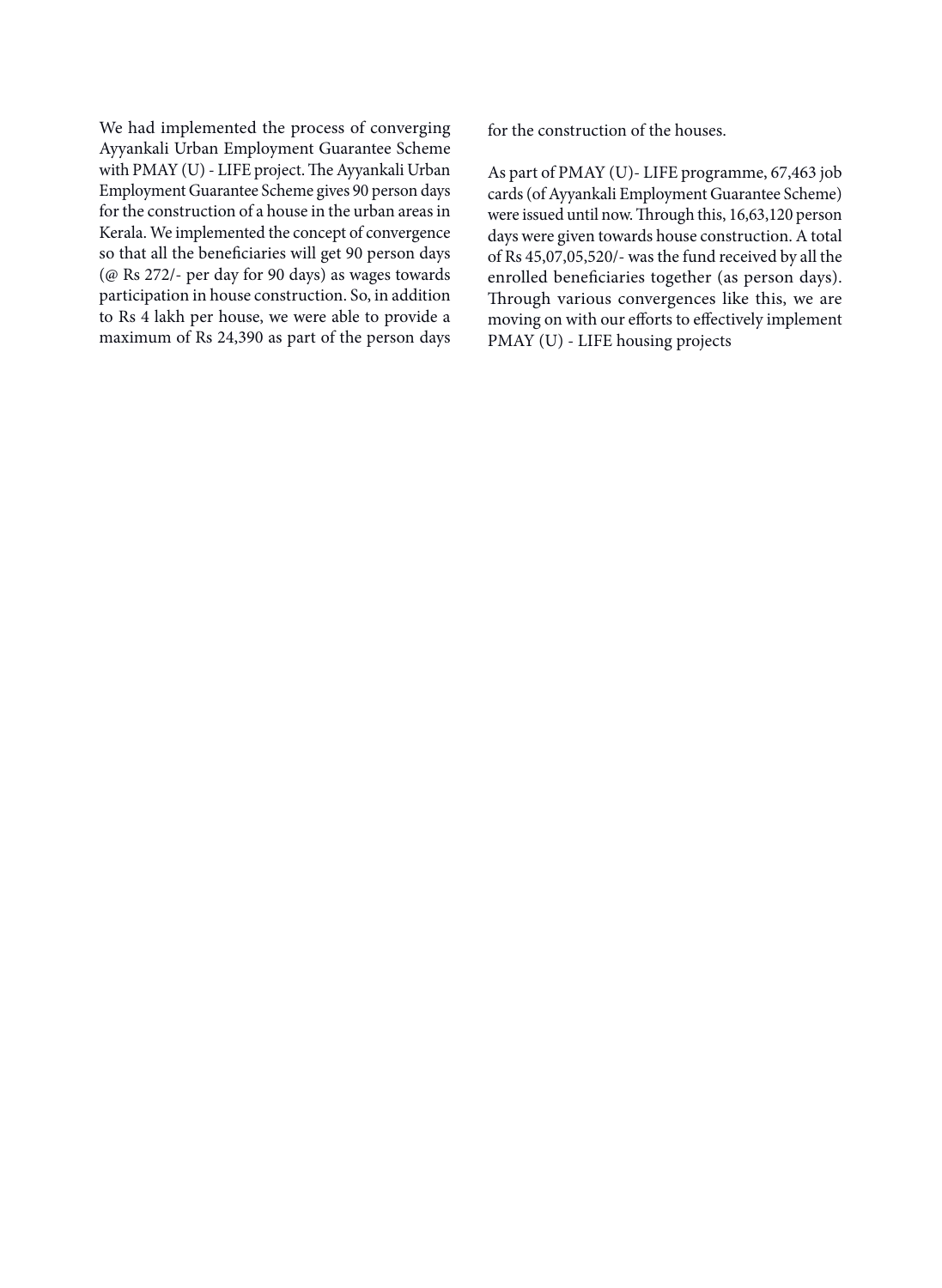We had implemented the process of converging Ayyankali Urban Employment Guarantee Scheme with PMAY (U) - LIFE project. The Ayyankali Urban Employment Guarantee Scheme gives 90 person days for the construction of a house in the urban areas in Kerala. We implemented the concept of convergence so that all the beneficiaries will get 90 person days (@ Rs 272/- per day for 90 days) as wages towards participation in house construction. So, in addition to Rs 4 lakh per house, we were able to provide a maximum of Rs 24,390 as part of the person days for the construction of the houses.

As part of PMAY (U)- LIFE programme, 67,463 job cards (of Ayyankali Employment Guarantee Scheme) were issued until now. Through this, 16,63,120 person days were given towards house construction. A total of Rs 45,07,05,520/- was the fund received by all the enrolled beneficiaries together (as person days). Through various convergences like this, we are moving on with our efforts to effectively implement PMAY (U) - LIFE housing projects